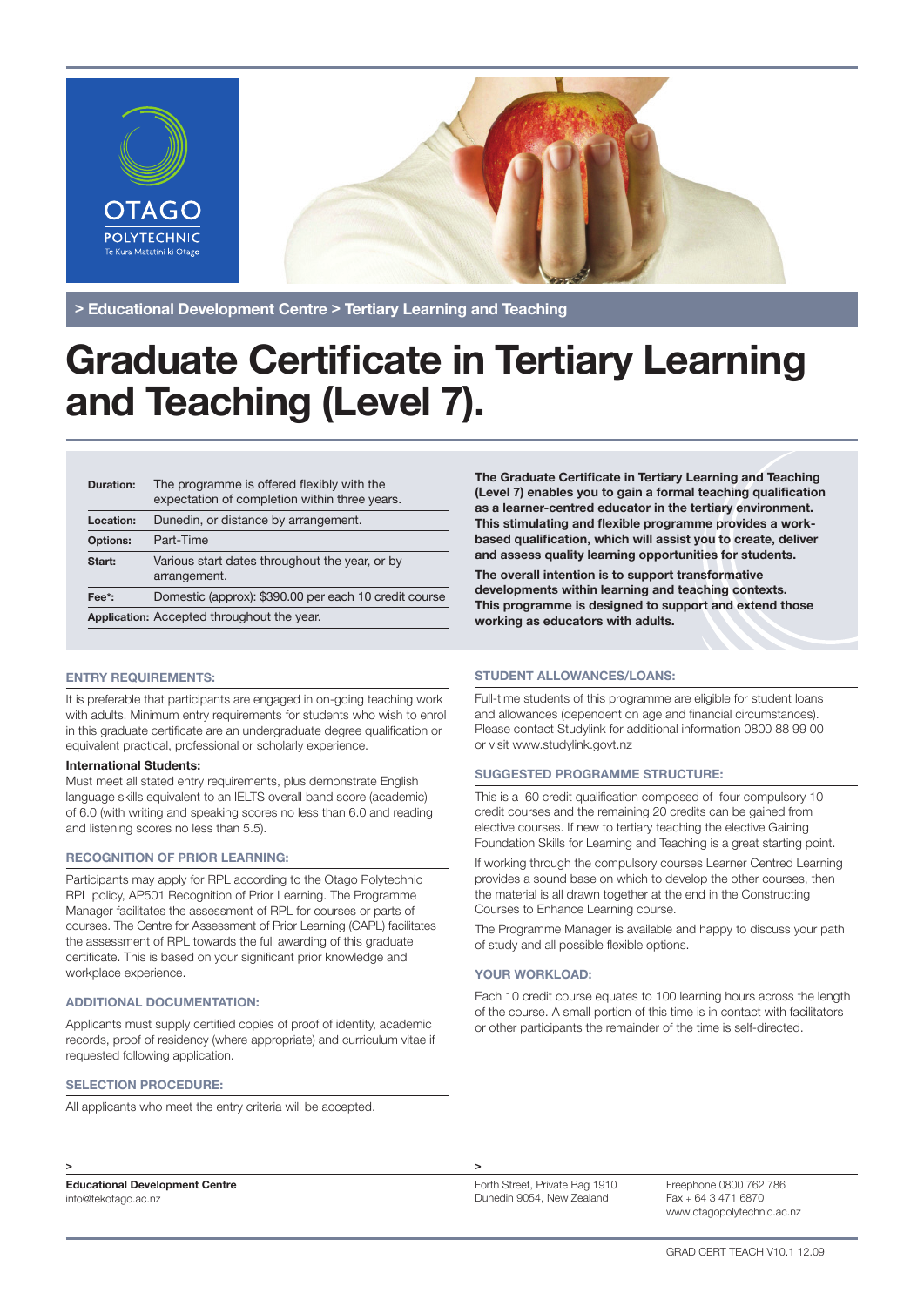> Educational Development Centre > Tertiary Learning and Teaching

# Graduate Certificate in Tertiary Learning and Teaching (Level 7).

| | |
|---|---|
| **Duration:** | The programme is offered flexibly with the expectation of completion within three years. |
| **Location:** | Dunedin, or distance by arrangement. |
| **Options:** | Part-Time |
| **Start:** | Various start dates throughout the year, or by arrangement. |
| **Fee*:** | Domestic (approx): $390.00 per each 10 credit course |
| **Application:** | Accepted throughout the year. |

**The Graduate Certificate in Tertiary Learning and Teaching (Level 7) enables you to gain a formal teaching qualification as a learner-centred educator in the tertiary environment. This stimulating and flexible programme provides a work-based qualification, which will assist you to create, deliver and assess quality learning opportunities for students.**

**The overall intention is to support transformative developments within learning and teaching contexts. This programme is designed to support and extend those working as educators with adults.**

## ENTRY REQUIREMENTS:

It is preferable that participants are engaged in on-going teaching work with adults. Minimum entry requirements for students who wish to enrol in this graduate certificate are an undergraduate degree qualification or equivalent practical, professional or scholarly experience.

**International Students:**

Must meet all stated entry requirements, plus demonstrate English language skills equivalent to an IELTS overall band score (academic) of 6.0 (with writing and speaking scores no less than 6.0 and reading and listening scores no less than 5.5).

## RECOGNITION OF PRIOR LEARNING:

Participants may apply for RPL according to the Otago Polytechnic RPL policy, AP501 Recognition of Prior Learning. The Programme Manager facilitates the assessment of RPL for courses or parts of courses. The Centre for Assessment of Prior Learning (CAPL) facilitates the assessment of RPL towards the full awarding of this graduate certificate. This is based on your significant prior knowledge and workplace experience.

## ADDITIONAL DOCUMENTATION:

Applicants must supply certified copies of proof of identity, academic records, proof of residency (where appropriate) and curriculum vitae if requested following application.

## SELECTION PROCEDURE:

All applicants who meet the entry criteria will be accepted.

## STUDENT ALLOWANCES/LOANS:

Full-time students of this programme are eligible for student loans and allowances (dependent on age and financial circumstances). Please contact Studylink for additional information 0800 88 99 00 or visit www.studylink.govt.nz

## SUGGESTED PROGRAMME STRUCTURE:

This is a 60 credit qualification composed of four compulsory 10 credit courses and the remaining 20 credits can be gained from elective courses. If new to tertiary teaching the elective Gaining Foundation Skills for Learning and Teaching is a great starting point.

If working through the compulsory courses Learner Centred Learning provides a sound base on which to develop the other courses, then the material is all drawn together at the end in the Constructing Courses to Enhance Learning course.

The Programme Manager is available and happy to discuss your path of study and all possible flexible options.

## YOUR WORKLOAD:

Each 10 credit course equates to 100 learning hours across the length of the course. A small portion of this time is in contact with facilitators or other participants the remainder of the time is self-directed.

**Educational Development Centre**
info@tekotago.ac.nz

Forth Street, Private Bag 1910
Dunedin 9054, New Zealand

Freephone 0800 762 786
Fax + 64 3 471 6870
www.otagopolytechnic.ac.nz

GRAD CERT TEACH V10.1 12.09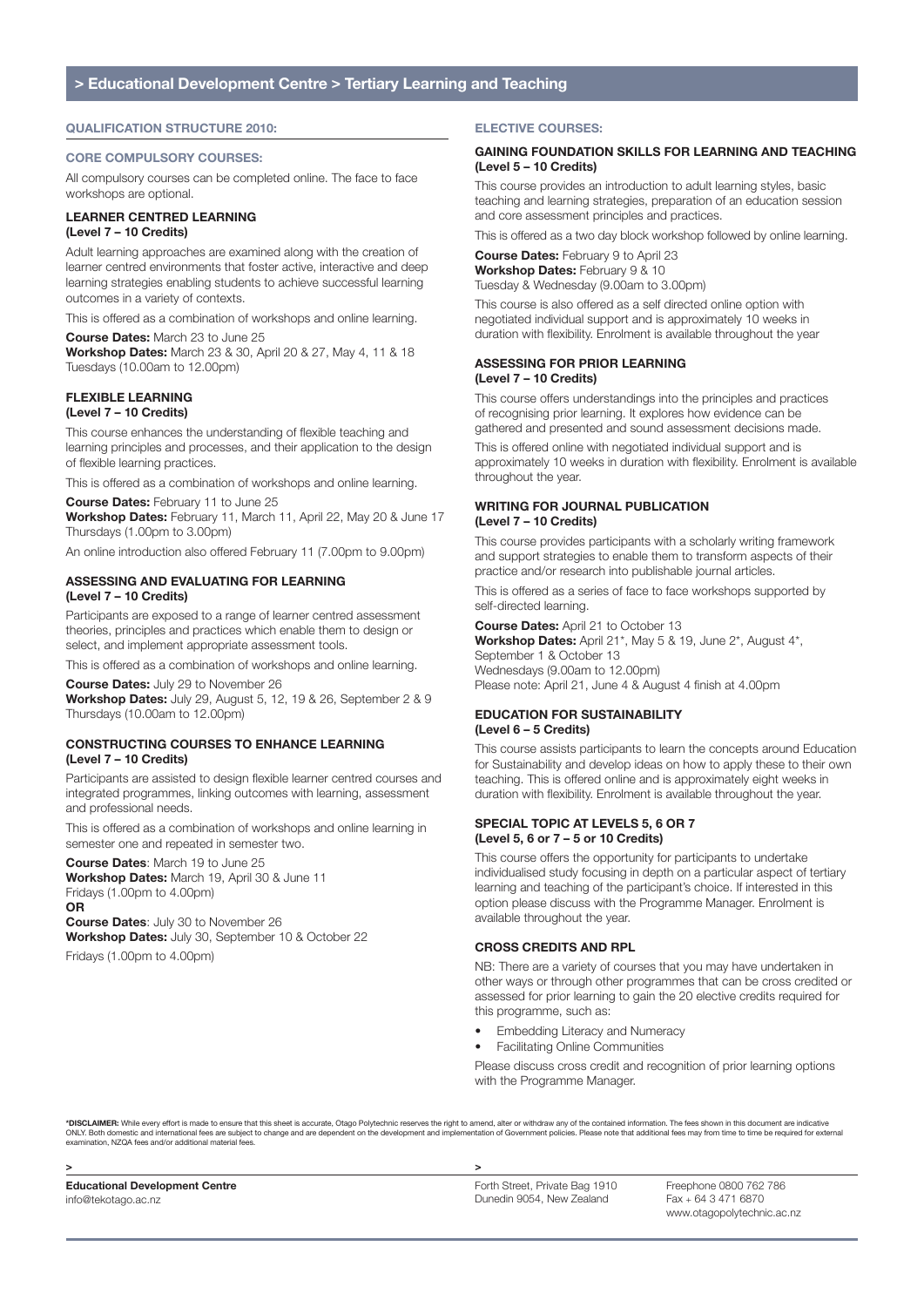## > Educational Development Centre > Tertiary Learning and Teaching

### QUALIFICATION STRUCTURE 2010:

#### CORE COMPULSORY COURSES:

All compulsory courses can be completed online. The face to face workshops are optional.

**LEARNER CENTRED LEARNING**
**(Level 7 – 10 Credits)**

Adult learning approaches are examined along with the creation of learner centred environments that foster active, interactive and deep learning strategies enabling students to achieve successful learning outcomes in a variety of contexts.

This is offered as a combination of workshops and online learning.

**Course Dates:** March 23 to June 25
**Workshop Dates:** March 23 & 30, April 20 & 27, May 4, 11 & 18
Tuesdays (10.00am to 12.00pm)

**FLEXIBLE LEARNING**
**(Level 7 – 10 Credits)**

This course enhances the understanding of flexible teaching and learning principles and processes, and their application to the design of flexible learning practices.

This is offered as a combination of workshops and online learning.

**Course Dates:** February 11 to June 25
**Workshop Dates:** February 11, March 11, April 22, May 20 & June 17
Thursdays (1.00pm to 3.00pm)

An online introduction also offered February 11 (7.00pm to 9.00pm)

**ASSESSING AND EVALUATING FOR LEARNING**
**(Level 7 – 10 Credits)**

Participants are exposed to a range of learner centred assessment theories, principles and practices which enable them to design or select, and implement appropriate assessment tools.

This is offered as a combination of workshops and online learning.

**Course Dates:** July 29 to November 26
**Workshop Dates:** July 29, August 5, 12, 19 & 26, September 2 & 9
Thursdays (10.00am to 12.00pm)

**CONSTRUCTING COURSES TO ENHANCE LEARNING**
**(Level 7 – 10 Credits)**

Participants are assisted to design flexible learner centred courses and integrated programmes, linking outcomes with learning, assessment and professional needs.

This is offered as a combination of workshops and online learning in semester one and repeated in semester two.

**Course Dates**: March 19 to June 25
**Workshop Dates:** March 19, April 30 & June 11
Fridays (1.00pm to 4.00pm)
**OR**
**Course Dates**: July 30 to November 26
**Workshop Dates:** July 30, September 10 & October 22
Fridays (1.00pm to 4.00pm)

#### ELECTIVE COURSES:

**GAINING FOUNDATION SKILLS FOR LEARNING AND TEACHING**
**(Level 5 – 10 Credits)**

This course provides an introduction to adult learning styles, basic teaching and learning strategies, preparation of an education session and core assessment principles and practices.

This is offered as a two day block workshop followed by online learning.

**Course Dates:** February 9 to April 23
**Workshop Dates:** February 9 & 10
Tuesday & Wednesday (9.00am to 3.00pm)

This course is also offered as a self directed online option with negotiated individual support and is approximately 10 weeks in duration with flexibility. Enrolment is available throughout the year

**ASSESSING FOR PRIOR LEARNING**
**(Level 7 – 10 Credits)**

This course offers understandings into the principles and practices of recognising prior learning. It explores how evidence can be gathered and presented and sound assessment decisions made.

This is offered online with negotiated individual support and is approximately 10 weeks in duration with flexibility. Enrolment is available throughout the year.

**WRITING FOR JOURNAL PUBLICATION**
**(Level 7 – 10 Credits)**

This course provides participants with a scholarly writing framework and support strategies to enable them to transform aspects of their practice and/or research into publishable journal articles.

This is offered as a series of face to face workshops supported by self-directed learning.

**Course Dates:** April 21 to October 13
**Workshop Dates:** April 21*, May 5 & 19, June 2*, August 4*, September 1 & October 13
Wednesdays (9.00am to 12.00pm)
Please note: April 21, June 4 & August 4 finish at 4.00pm

**EDUCATION FOR SUSTAINABILITY**
**(Level 6 – 5 Credits)**

This course assists participants to learn the concepts around Education for Sustainability and develop ideas on how to apply these to their own teaching. This is offered online and is approximately eight weeks in duration with flexibility. Enrolment is available throughout the year.

**SPECIAL TOPIC AT LEVELS 5, 6 OR 7**
**(Level 5, 6 or 7 – 5 or 10 Credits)**

This course offers the opportunity for participants to undertake individualised study focusing in depth on a particular aspect of tertiary learning and teaching of the participant's choice. If interested in this option please discuss with the Programme Manager. Enrolment is available throughout the year.

#### CROSS CREDITS AND RPL

NB: There are a variety of courses that you may have undertaken in other ways or through other programmes that can be cross credited or assessed for prior learning to gain the 20 elective credits required for this programme, such as:

- Embedding Literacy and Numeracy
- Facilitating Online Communities

Please discuss cross credit and recognition of prior learning options with the Programme Manager.

***DISCLAIMER:** While every effort is made to ensure that this sheet is accurate, Otago Polytechnic reserves the right to amend, alter or withdraw any of the contained information. The fees shown in this document are indicative ONLY. Both domestic and international fees are subject to change and are dependent on the development and implementation of Government policies. Please note that additional fees may from time to time be required for external examination, NZQA fees and/or additional material fees.

**Educational Development Centre**
info@tekotago.ac.nz

Forth Street, Private Bag 1910
Dunedin 9054, New Zealand

Freephone 0800 762 786
Fax + 64 3 471 6870
www.otagopolytechnic.ac.nz